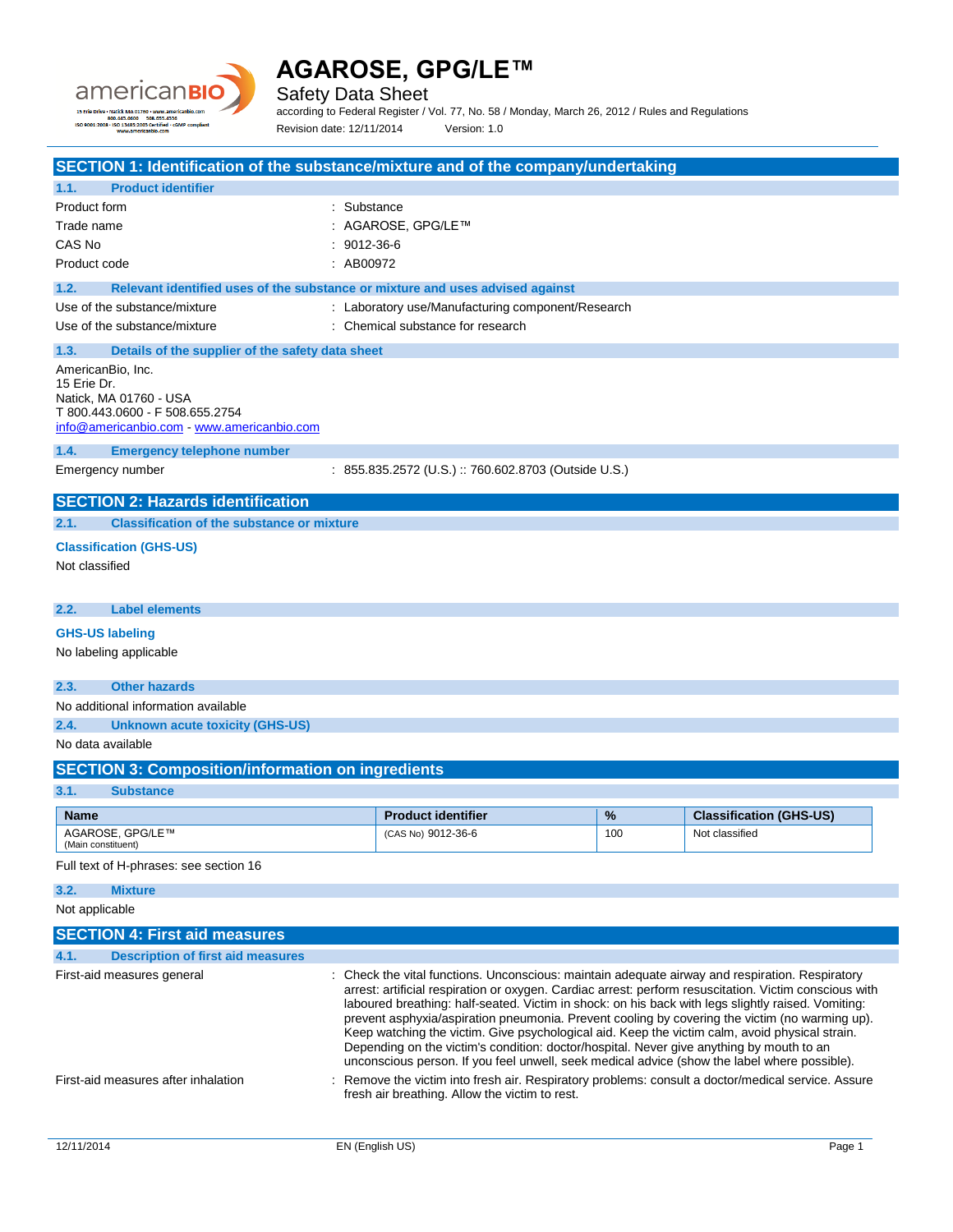# AGAROSE, GPG/LE™

## Safety Data Sheet

according to Federal Register / Vol. 77, No. 58 / Monday, March 26, 2012 / Rules and Regulations

Revision date: 12/11/2014    Version: 1.0

## SECTION 1: Identification of the substance/mixture and of the company/undertaking

### 1.1. Product identifier

| | |
|---|---|
| Product form | : Substance |
| Trade name | : AGAROSE, GPG/LE™ |
| CAS No | : 9012-36-6 |
| Product code | : AB00972 |

### 1.2. Relevant identified uses of the substance or mixture and uses advised against

| | |
|---|---|
| Use of the substance/mixture | : Laboratory use/Manufacturing component/Research |
| Use of the substance/mixture | : Chemical substance for research |

### 1.3. Details of the supplier of the safety data sheet

AmericanBio, Inc.
15 Erie Dr.
Natick, MA 01760 - USA
T 800.443.0600 - F 508.655.2754
info@americanbio.com - www.americanbio.com

### 1.4. Emergency telephone number

| | |
|---|---|
| Emergency number | : 855.835.2572 (U.S.) :: 760.602.8703 (Outside U.S.) |

## SECTION 2: Hazards identification

### 2.1. Classification of the substance or mixture

**Classification (GHS-US)**

Not classified

### 2.2. Label elements

**GHS-US labeling**

No labeling applicable

### 2.3. Other hazards

No additional information available

### 2.4. Unknown acute toxicity (GHS-US)

No data available

## SECTION 3: Composition/information on ingredients

### 3.1. Substance

| Name | Product identifier | % | Classification (GHS-US) |
|---|---|---|---|
| AGAROSE, GPG/LE™ (Main constituent) | (CAS No) 9012-36-6 | 100 | Not classified |

Full text of H-phrases: see section 16

### 3.2. Mixture

Not applicable

## SECTION 4: First aid measures

### 4.1. Description of first aid measures

| | |
|---|---|
| First-aid measures general | : Check the vital functions. Unconscious: maintain adequate airway and respiration. Respiratory arrest: artificial respiration or oxygen. Cardiac arrest: perform resuscitation. Victim conscious with laboured breathing: half-seated. Victim in shock: on his back with legs slightly raised. Vomiting: prevent asphyxia/aspiration pneumonia. Prevent cooling by covering the victim (no warming up). Keep watching the victim. Give psychological aid. Keep the victim calm, avoid physical strain. Depending on the victim's condition: doctor/hospital. Never give anything by mouth to an unconscious person. If you feel unwell, seek medical advice (show the label where possible). |
| First-aid measures after inhalation | : Remove the victim into fresh air. Respiratory problems: consult a doctor/medical service. Assure fresh air breathing. Allow the victim to rest. |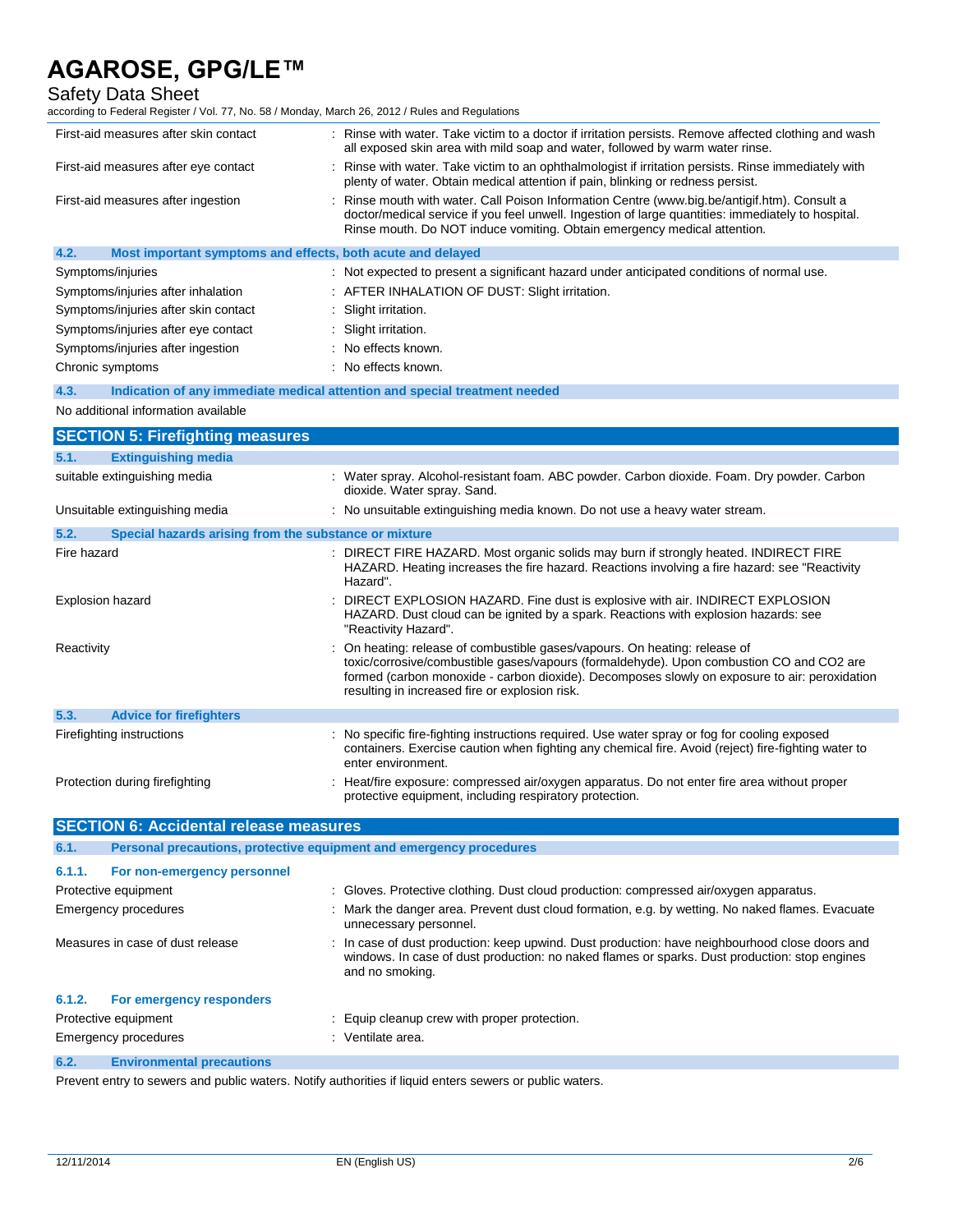| | |
|---|---|
| First-aid measures after skin contact | : Rinse with water. Take victim to a doctor if irritation persists. Remove affected clothing and wash all exposed skin area with mild soap and water, followed by warm water rinse. |
| First-aid measures after eye contact | : Rinse with water. Take victim to an ophthalmologist if irritation persists. Rinse immediately with plenty of water. Obtain medical attention if pain, blinking or redness persist. |
| First-aid measures after ingestion | : Rinse mouth with water. Call Poison Information Centre (www.big.be/antigif.htm). Consult a doctor/medical service if you feel unwell. Ingestion of large quantities: immediately to hospital. Rinse mouth. Do NOT induce vomiting. Obtain emergency medical attention. |

### 4.2. Most important symptoms and effects, both acute and delayed

| | |
|---|---|
| Symptoms/injuries | : Not expected to present a significant hazard under anticipated conditions of normal use. |
| Symptoms/injuries after inhalation | : AFTER INHALATION OF DUST: Slight irritation. |
| Symptoms/injuries after skin contact | : Slight irritation. |
| Symptoms/injuries after eye contact | : Slight irritation. |
| Symptoms/injuries after ingestion | : No effects known. |
| Chronic symptoms | : No effects known. |

### 4.3. Indication of any immediate medical attention and special treatment needed

No additional information available

## SECTION 5: Firefighting measures

### 5.1. Extinguishing media

| | |
|---|---|
| suitable extinguishing media | : Water spray. Alcohol-resistant foam. ABC powder. Carbon dioxide. Foam. Dry powder. Carbon dioxide. Water spray. Sand. |
| Unsuitable extinguishing media | : No unsuitable extinguishing media known. Do not use a heavy water stream. |

### 5.2. Special hazards arising from the substance or mixture

| | |
|---|---|
| Fire hazard | : DIRECT FIRE HAZARD. Most organic solids may burn if strongly heated. INDIRECT FIRE HAZARD. Heating increases the fire hazard. Reactions involving a fire hazard: see "Reactivity Hazard". |
| Explosion hazard | : DIRECT EXPLOSION HAZARD. Fine dust is explosive with air. INDIRECT EXPLOSION HAZARD. Dust cloud can be ignited by a spark. Reactions with explosion hazards: see "Reactivity Hazard". |
| Reactivity | : On heating: release of combustible gases/vapours. On heating: release of toxic/corrosive/combustible gases/vapours (formaldehyde). Upon combustion CO and CO2 are formed (carbon monoxide - carbon dioxide). Decomposes slowly on exposure to air: peroxidation resulting in increased fire or explosion risk. |

### 5.3. Advice for firefighters

| | |
|---|---|
| Firefighting instructions | : No specific fire-fighting instructions required. Use water spray or fog for cooling exposed containers. Exercise caution when fighting any chemical fire. Avoid (reject) fire-fighting water to enter environment. |
| Protection during firefighting | : Heat/fire exposure: compressed air/oxygen apparatus. Do not enter fire area without proper protective equipment, including respiratory protection. |

## SECTION 6: Accidental release measures

### 6.1. Personal precautions, protective equipment and emergency procedures

#### 6.1.1. For non-emergency personnel

| | |
|---|---|
| Protective equipment | : Gloves. Protective clothing. Dust cloud production: compressed air/oxygen apparatus. |
| Emergency procedures | : Mark the danger area. Prevent dust cloud formation, e.g. by wetting. No naked flames. Evacuate unnecessary personnel. |
| Measures in case of dust release | : In case of dust production: keep upwind. Dust production: have neighbourhood close doors and windows. In case of dust production: no naked flames or sparks. Dust production: stop engines and no smoking. |

#### 6.1.2. For emergency responders

| | |
|---|---|
| Protective equipment | : Equip cleanup crew with proper protection. |
| Emergency procedures | : Ventilate area. |

### 6.2. Environmental precautions

Prevent entry to sewers and public waters. Notify authorities if liquid enters sewers or public waters.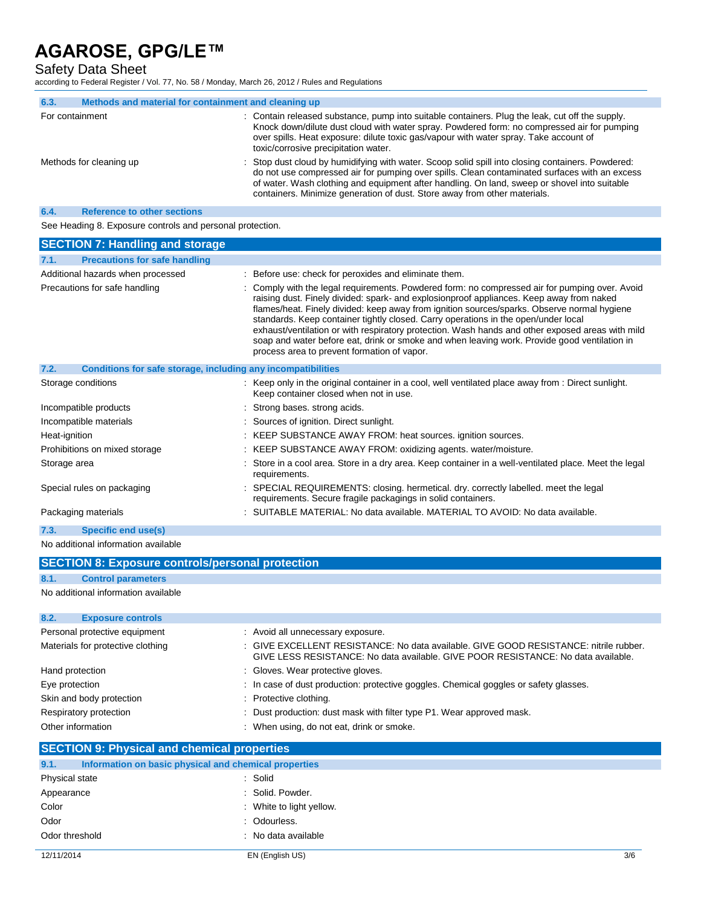### 6.3. Methods and material for containment and cleaning up

| | |
|---|---|
| For containment | : Contain released substance, pump into suitable containers. Plug the leak, cut off the supply. Knock down/dilute dust cloud with water spray. Powdered form: no compressed air for pumping over spills. Heat exposure: dilute toxic gas/vapour with water spray. Take account of toxic/corrosive precipitation water. |
| Methods for cleaning up | : Stop dust cloud by humidifying with water. Scoop solid spill into closing containers. Powdered: do not use compressed air for pumping over spills. Clean contaminated surfaces with an excess of water. Wash clothing and equipment after handling. On land, sweep or shovel into suitable containers. Minimize generation of dust. Store away from other materials. |

### 6.4. Reference to other sections

See Heading 8. Exposure controls and personal protection.

## SECTION 7: Handling and storage

### 7.1. Precautions for safe handling

| | |
|---|---|
| Additional hazards when processed | : Before use: check for peroxides and eliminate them. |
| Precautions for safe handling | : Comply with the legal requirements. Powdered form: no compressed air for pumping over. Avoid raising dust. Finely divided: spark- and explosionproof appliances. Keep away from naked flames/heat. Finely divided: keep away from ignition sources/sparks. Observe normal hygiene standards. Keep container tightly closed. Carry operations in the open/under local exhaust/ventilation or with respiratory protection. Wash hands and other exposed areas with mild soap and water before eat, drink or smoke and when leaving work. Provide good ventilation in process area to prevent formation of vapor. |

### 7.2. Conditions for safe storage, including any incompatibilities

| | |
|---|---|
| Storage conditions | : Keep only in the original container in a cool, well ventilated place away from : Direct sunlight. Keep container closed when not in use. |
| Incompatible products | : Strong bases. strong acids. |
| Incompatible materials | : Sources of ignition. Direct sunlight. |
| Heat-ignition | : KEEP SUBSTANCE AWAY FROM: heat sources. ignition sources. |
| Prohibitions on mixed storage | : KEEP SUBSTANCE AWAY FROM: oxidizing agents. water/moisture. |
| Storage area | : Store in a cool area. Store in a dry area. Keep container in a well-ventilated place. Meet the legal requirements. |
| Special rules on packaging | : SPECIAL REQUIREMENTS: closing. hermetical. dry. correctly labelled. meet the legal requirements. Secure fragile packagings in solid containers. |
| Packaging materials | : SUITABLE MATERIAL: No data available. MATERIAL TO AVOID: No data available. |

### 7.3. Specific end use(s)

No additional information available

## SECTION 8: Exposure controls/personal protection

### 8.1. Control parameters

No additional information available

### 8.2. Exposure controls

| | |
|---|---|
| Personal protective equipment | : Avoid all unnecessary exposure. |
| Materials for protective clothing | : GIVE EXCELLENT RESISTANCE: No data available. GIVE GOOD RESISTANCE: nitrile rubber. GIVE LESS RESISTANCE: No data available. GIVE POOR RESISTANCE: No data available. |
| Hand protection | : Gloves. Wear protective gloves. |
| Eye protection | : In case of dust production: protective goggles. Chemical goggles or safety glasses. |
| Skin and body protection | : Protective clothing. |
| Respiratory protection | : Dust production: dust mask with filter type P1. Wear approved mask. |
| Other information | : When using, do not eat, drink or smoke. |

## SECTION 9: Physical and chemical properties

### 9.1. Information on basic physical and chemical properties

| | |
|---|---|
| Physical state | : Solid |
| Appearance | : Solid. Powder. |
| Color | : White to light yellow. |
| Odor | : Odourless. |
| Odor threshold | : No data available |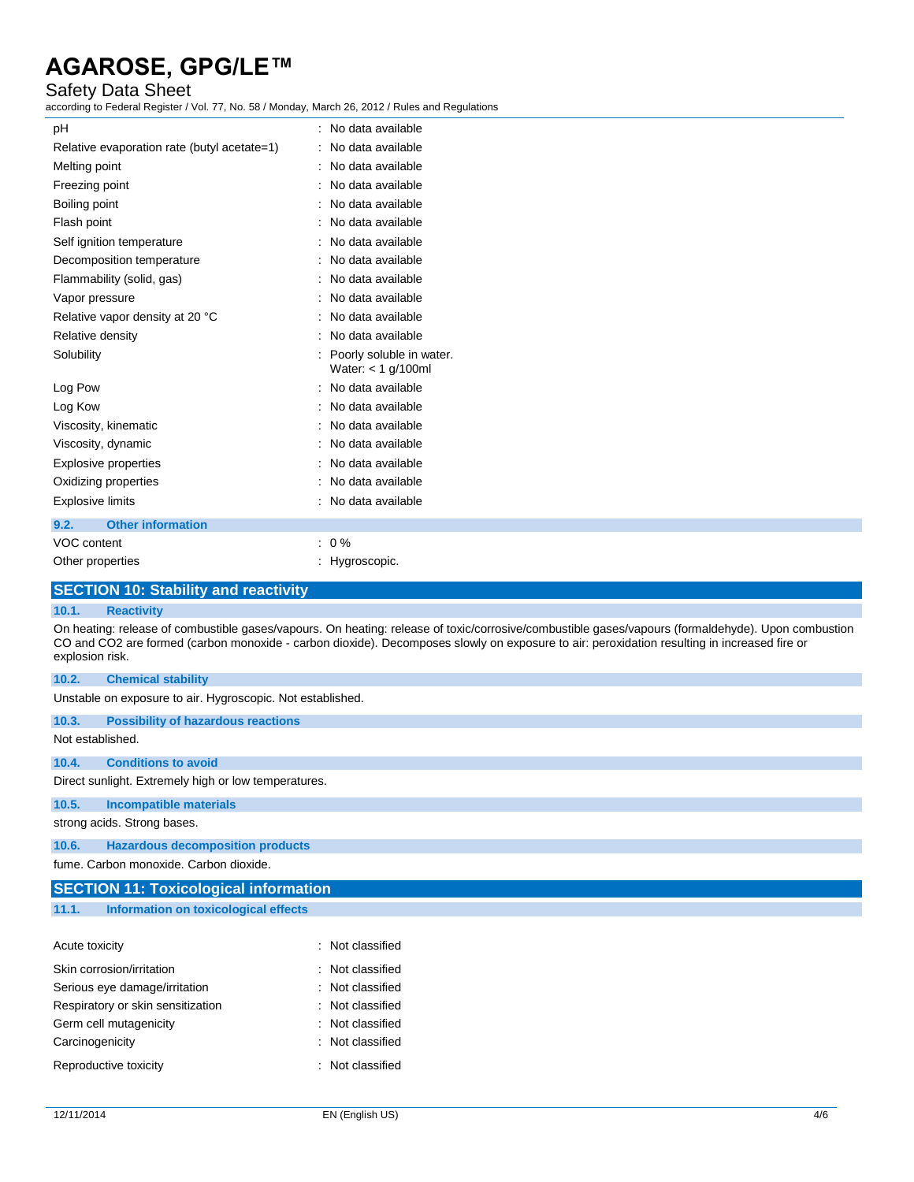| | |
|---|---|
| pH | : No data available |
| Relative evaporation rate (butyl acetate=1) | : No data available |
| Melting point | : No data available |
| Freezing point | : No data available |
| Boiling point | : No data available |
| Flash point | : No data available |
| Self ignition temperature | : No data available |
| Decomposition temperature | : No data available |
| Flammability (solid, gas) | : No data available |
| Vapor pressure | : No data available |
| Relative vapor density at 20 °C | : No data available |
| Relative density | : No data available |
| Solubility | : Poorly soluble in water.<br>Water: < 1 g/100ml |
| Log Pow | : No data available |
| Log Kow | : No data available |
| Viscosity, kinematic | : No data available |
| Viscosity, dynamic | : No data available |
| Explosive properties | : No data available |
| Oxidizing properties | : No data available |
| Explosive limits | : No data available |

### 9.2. Other information

| | |
|---|---|
| VOC content | : 0 % |
| Other properties | : Hygroscopic. |

## SECTION 10: Stability and reactivity

### 10.1. Reactivity

On heating: release of combustible gases/vapours. On heating: release of toxic/corrosive/combustible gases/vapours (formaldehyde). Upon combustion CO and CO2 are formed (carbon monoxide - carbon dioxide). Decomposes slowly on exposure to air: peroxidation resulting in increased fire or explosion risk.

### 10.2. Chemical stability

Unstable on exposure to air. Hygroscopic. Not established.

### 10.3. Possibility of hazardous reactions

Not established.

### 10.4. Conditions to avoid

Direct sunlight. Extremely high or low temperatures.

### 10.5. Incompatible materials

strong acids. Strong bases.

### 10.6. Hazardous decomposition products

fume. Carbon monoxide. Carbon dioxide.

## SECTION 11: Toxicological information

### 11.1. Information on toxicological effects

| | |
|---|---|
| Acute toxicity | : Not classified |
| Skin corrosion/irritation | : Not classified |
| Serious eye damage/irritation | : Not classified |
| Respiratory or skin sensitization | : Not classified |
| Germ cell mutagenicity | : Not classified |
| Carcinogenicity | : Not classified |
| Reproductive toxicity | : Not classified |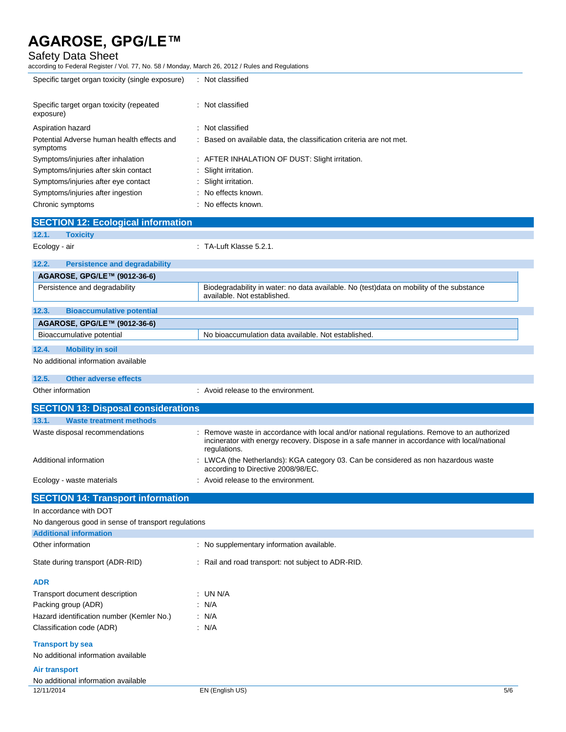| | |
|---|---|
| Specific target organ toxicity (single exposure) | : Not classified |
| Specific target organ toxicity (repeated exposure) | : Not classified |
| Aspiration hazard | : Not classified |
| Potential Adverse human health effects and symptoms | : Based on available data, the classification criteria are not met. |
| Symptoms/injuries after inhalation | : AFTER INHALATION OF DUST: Slight irritation. |
| Symptoms/injuries after skin contact | : Slight irritation. |
| Symptoms/injuries after eye contact | : Slight irritation. |
| Symptoms/injuries after ingestion | : No effects known. |
| Chronic symptoms | : No effects known. |

## SECTION 12: Ecological information

### 12.1. Toxicity

Ecology - air : TA-Luft Klasse 5.2.1.

### 12.2. Persistence and degradability

| AGAROSE, GPG/LE™ (9012-36-6) | |
|---|---|
| Persistence and degradability | Biodegradability in water: no data available. No (test)data on mobility of the substance available. Not established. |

### 12.3. Bioaccumulative potential

| AGAROSE, GPG/LE™ (9012-36-6) | |
|---|---|
| Bioaccumulative potential | No bioaccumulation data available. Not established. |

### 12.4. Mobility in soil

No additional information available

### 12.5. Other adverse effects

Other information : Avoid release to the environment.

## SECTION 13: Disposal considerations

### 13.1. Waste treatment methods

| | |
|---|---|
| Waste disposal recommendations | : Remove waste in accordance with local and/or national regulations. Remove to an authorized incinerator with energy recovery. Dispose in a safe manner in accordance with local/national regulations. |
| Additional information | : LWCA (the Netherlands): KGA category 03. Can be considered as non hazardous waste according to Directive 2008/98/EC. |
| Ecology - waste materials | : Avoid release to the environment. |

## SECTION 14: Transport information

In accordance with DOT

No dangerous good in sense of transport regulations

### Additional information

| | |
|---|---|
| Other information | : No supplementary information available. |
| State during transport (ADR-RID) | : Rail and road transport: not subject to ADR-RID. |

### ADR

| | |
|---|---|
| Transport document description | : UN N/A |
| Packing group (ADR) | : N/A |
| Hazard identification number (Kemler No.) | : N/A |
| Classification code (ADR) | : N/A |

### Transport by sea

No additional information available

### Air transport

No additional information available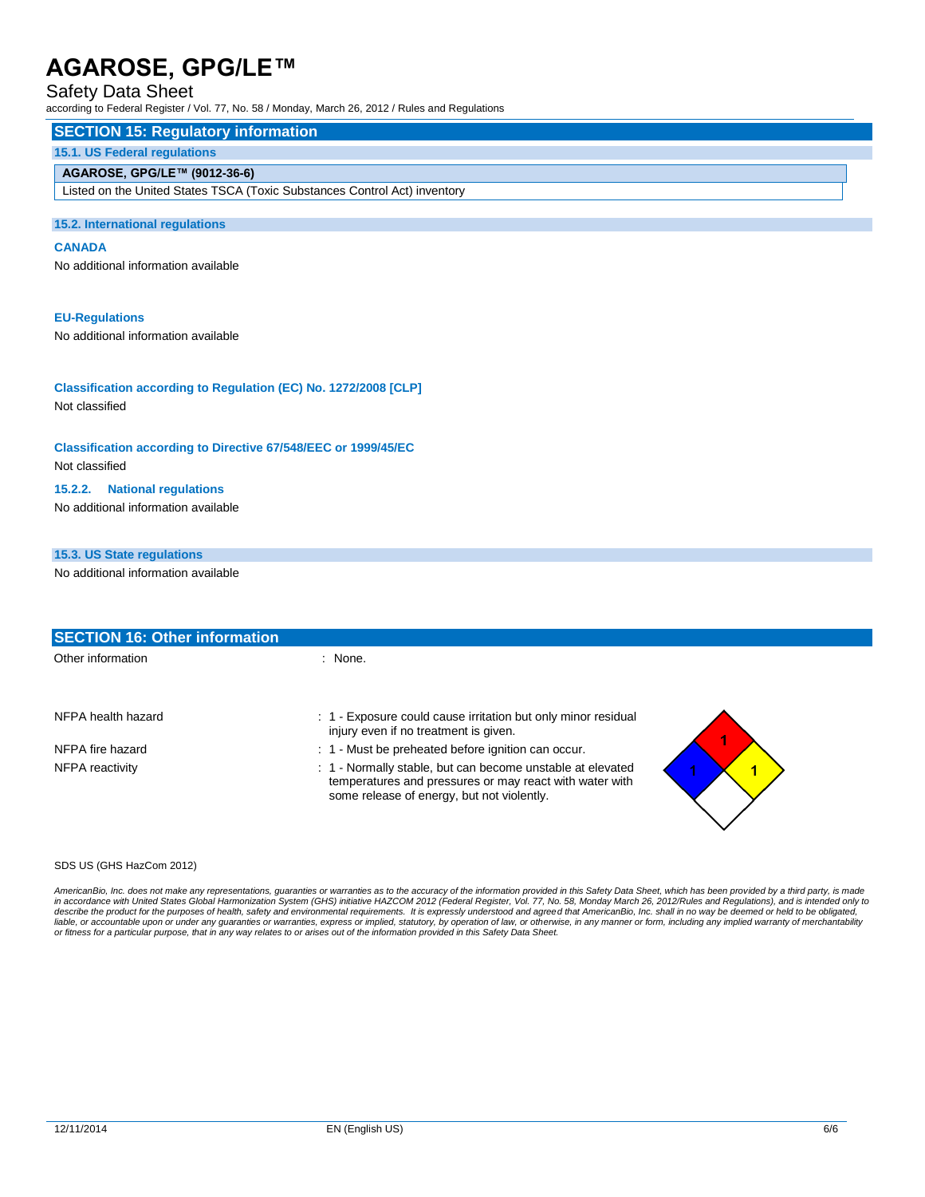## SECTION 15: Regulatory information

### 15.1. US Federal regulations

| AGAROSE, GPG/LE™ (9012-36-6) |
|---|
| Listed on the United States TSCA (Toxic Substances Control Act) inventory |

### 15.2. International regulations

**CANADA**

No additional information available

**EU-Regulations**

No additional information available

**Classification according to Regulation (EC) No. 1272/2008 [CLP]**

Not classified

**Classification according to Directive 67/548/EEC or 1999/45/EC**

Not classified

**15.2.2. National regulations**

No additional information available

### 15.3. US State regulations

No additional information available

## SECTION 16: Other information

| | |
|---|---|
| Other information | : None. |
| NFPA health hazard | : 1 - Exposure could cause irritation but only minor residual injury even if no treatment is given. |
| NFPA fire hazard | : 1 - Must be preheated before ignition can occur. |
| NFPA reactivity | : 1 - Normally stable, but can become unstable at elevated temperatures and pressures or may react with water with some release of energy, but not violently. |

1

1 1

SDS US (GHS HazCom 2012)

*AmericanBio, Inc. does not make any representations, guaranties or warranties as to the accuracy of the information provided in this Safety Data Sheet, which has been provided by a third party, is made in accordance with United States Global Harmonization System (GHS) initiative HAZCOM 2012 (Federal Register, Vol. 77, No. 58, Monday March 26, 2012/Rules and Regulations), and is intended only to describe the product for the purposes of health, safety and environmental requirements. It is expressly understood and agreed that AmericanBio, Inc. shall in no way be deemed or held to be obligated, liable, or accountable upon or under any guaranties or warranties, express or implied, statutory, by operation of law, or otherwise, in any manner or form, including any implied warranty of merchantability or fitness for a particular purpose, that in any way relates to or arises out of the information provided in this Safety Data Sheet.*